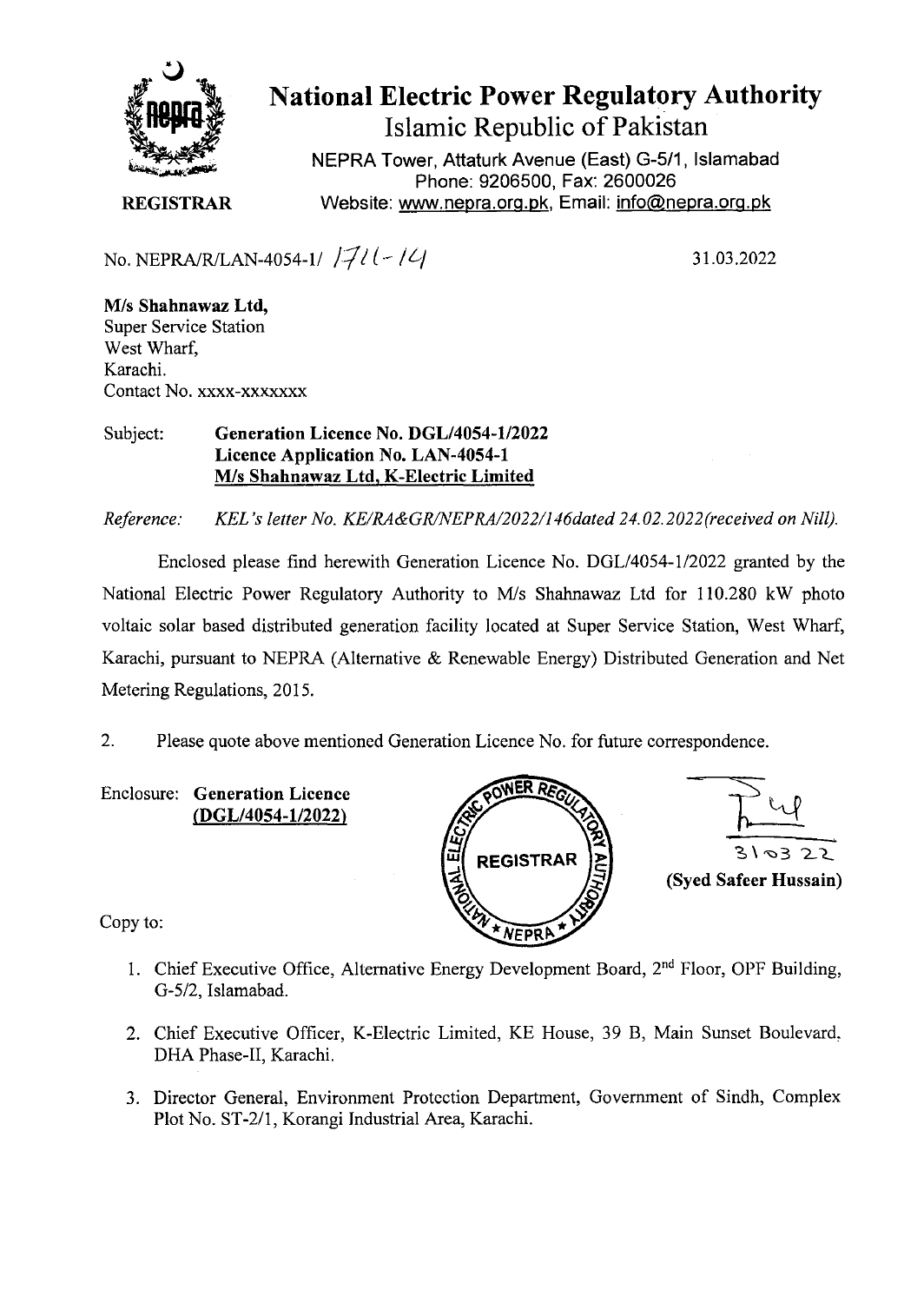# National Electric Power Regulatory Authority

## Islamic Republic of Pakistan

NEPRA Tower, Attaturk Avenue (East) G-5/1, Islamabad
Phone: 9206500, Fax: 2600026
Website: www.nepra.org.pk, Email: info@nepra.org.pk

**REGISTRAR**

No. NEPRA/R/LAN-4054-1/ 1711-14

31.03.2022

**M/s Shahnawaz Ltd,**
Super Service Station
West Wharf,
Karachi.
Contact No. xxxx-xxxxxxx

Subject: **Generation Licence No. DGL/4054-1/2022**
**Licence Application No. LAN-4054-1**
**M/s Shahnawaz Ltd, K-Electric Limited**

*Reference: KEL's letter No. KE/RA&GR/NEPRA/2022/146dated 24.02.2022(received on Nill).*

Enclosed please find herewith Generation Licence No. DGL/4054-1/2022 granted by the National Electric Power Regulatory Authority to M/s Shahnawaz Ltd for 110.280 kW photo voltaic solar based distributed generation facility located at Super Service Station, West Wharf, Karachi, pursuant to NEPRA (Alternative & Renewable Energy) Distributed Generation and Net Metering Regulations, 2015.

2. Please quote above mentioned Generation Licence No. for future correspondence.

Enclosure: **Generation Licence**
**(DGL/4054-1/2022)**

31.03.22
**(Syed Safeer Hussain)**

Copy to:

1. Chief Executive Office, Alternative Energy Development Board, 2nd Floor, OPF Building, G-5/2, Islamabad.
2. Chief Executive Officer, K-Electric Limited, KE House, 39 B, Main Sunset Boulevard, DHA Phase-II, Karachi.
3. Director General, Environment Protection Department, Government of Sindh, Complex Plot No. ST-2/1, Korangi Industrial Area, Karachi.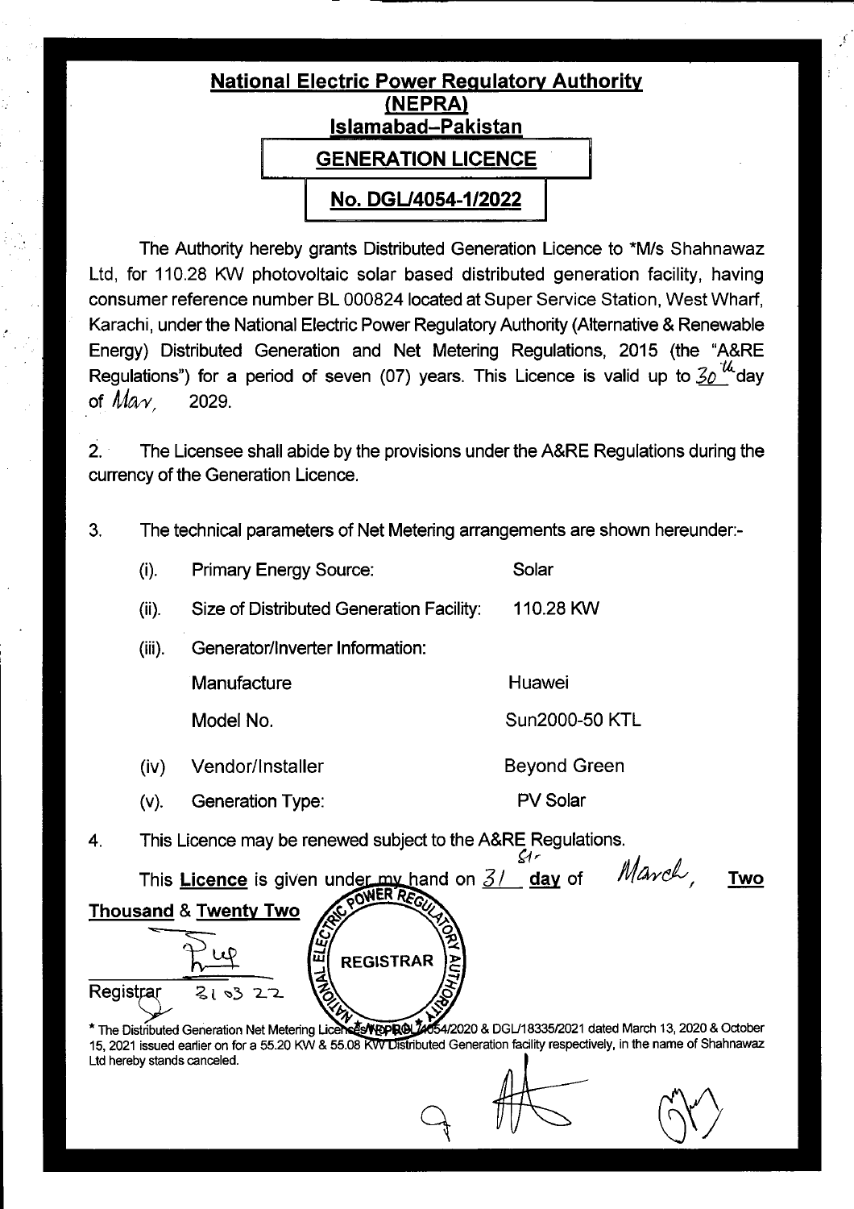**National Electric Power Regulatory Authority**
**(NEPRA)**
**Islamabad–Pakistan**

# GENERATION LICENCE

## No. DGL/4054-1/2022

The Authority hereby grants Distributed Generation Licence to *M/s Shahnawaz Ltd, for 110.28 KW photovoltaic solar based distributed generation facility, having consumer reference number BL 000824 located at Super Service Station, West Wharf, Karachi, under the National Electric Power Regulatory Authority (Alternative & Renewable Energy) Distributed Generation and Net Metering Regulations, 2015 (the "A&RE Regulations") for a period of seven (07) years. This Licence is valid up to 30th day of May, 2029.

2. The Licensee shall abide by the provisions under the A&RE Regulations during the currency of the Generation Licence.

3. The technical parameters of Net Metering arrangements are shown hereunder:-

| | | |
|---|---|---|
| (i). | Primary Energy Source: | Solar |
| (ii). | Size of Distributed Generation Facility: | 110.28 KW |
| (iii). | Generator/Inverter Information: | |
| | Manufacture | Huawei |
| | Model No. | Sun2000-50 KTL |
| (iv) | Vendor/Installer | Beyond Green |
| (v). | Generation Type: | PV Solar |

4. This Licence may be renewed subject to the A&RE Regulations.

This **Licence** is given under my hand on 31st **day** of March, **Two Thousand** & **Twenty Two**

Registrar 31 03 22

REGISTRAR

* The Distributed Generation Net Metering Licences NEPRA/4054/2020 & DGL/18335/2021 dated March 13, 2020 & October 15, 2021 issued earlier on for a 55.20 KW & 55.08 KW Distributed Generation facility respectively, in the name of Shahnawaz Ltd hereby stands canceled.